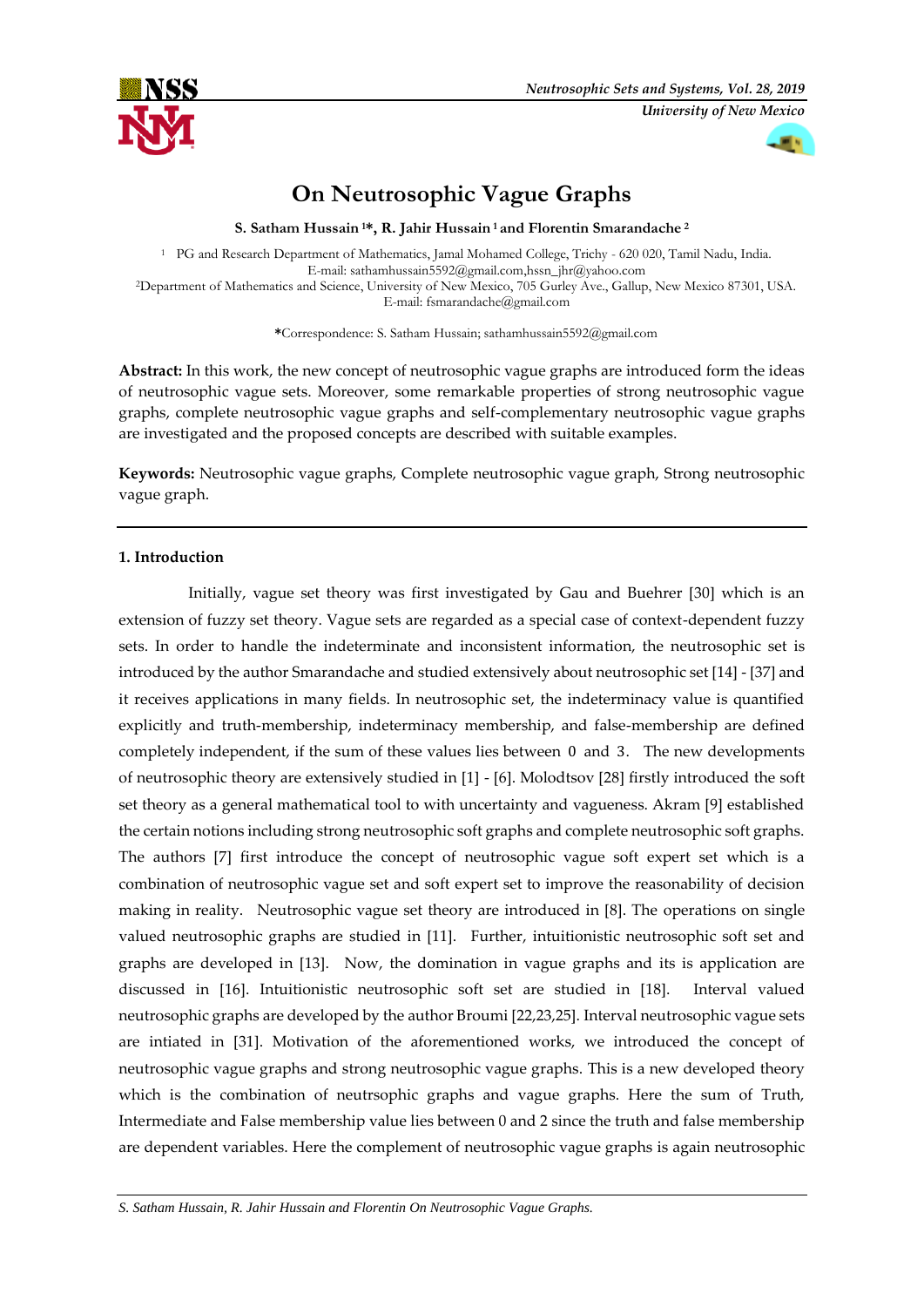# On Neutrosophic Vague Graphs

**S. Satham Hussain [1]\*, R. Jahir Hussain [1] and Florentin Smarandache [2]**

[1] PG and Research Department of Mathematics, Jamal Mohamed College, Trichy - 620 020, Tamil Nadu, India. E-mail: sathamhussain5592@gmail.com,hssn_jhr@yahoo.com

[2] Department of Mathematics and Science, University of New Mexico, 705 Gurley Ave., Gallup, New Mexico 87301, USA. E-mail: fsmarandache@gmail.com

**\***Correspondence: S. Satham Hussain; sathamhussain5592@gmail.com

**Abstract:** In this work, the new concept of neutrosophic vague graphs are introduced form the ideas of neutrosophic vague sets. Moreover, some remarkable properties of strong neutrosophic vague graphs, complete neutrosophic vague graphs and self-complementary neutrosophic vague graphs are investigated and the proposed concepts are described with suitable examples.

**Keywords:** Neutrosophic vague graphs, Complete neutrosophic vague graph, Strong neutrosophic vague graph.

---

## 1. Introduction

Initially, vague set theory was first investigated by Gau and Buehrer [30] which is an extension of fuzzy set theory. Vague sets are regarded as a special case of context-dependent fuzzy sets. In order to handle the indeterminate and inconsistent information, the neutrosophic set is introduced by the author Smarandache and studied extensively about neutrosophic set [14] - [37] and it receives applications in many fields. In neutrosophic set, the indeterminacy value is quantified explicitly and truth-membership, indeterminacy membership, and false-membership are defined completely independent, if the sum of these values lies between $0$ and $3$. The new developments of neutrosophic theory are extensively studied in [1] - [6]. Molodtsov [28] firstly introduced the soft set theory as a general mathematical tool to with uncertainty and vagueness. Akram [9] established the certain notions including strong neutrosophic soft graphs and complete neutrosophic soft graphs. The authors [7] first introduce the concept of neutrosophic vague soft expert set which is a combination of neutrosophic vague set and soft expert set to improve the reasonability of decision making in reality. Neutrosophic vague set theory are introduced in [8]. The operations on single valued neutrosophic graphs are studied in [11]. Further, intuitionistic neutrosophic soft set and graphs are developed in [13]. Now, the domination in vague graphs and its is application are discussed in [16]. Intuitionistic neutrosophic soft set are studied in [18]. Interval valued neutrosophic graphs are developed by the author Broumi [22,23,25]. Interval neutrosophic vague sets are intiated in [31]. Motivation of the aforementioned works, we introduced the concept of neutrosophic vague graphs and strong neutrosophic vague graphs. This is a new developed theory which is the combination of neutrsophic graphs and vague graphs. Here the sum of Truth, Intermediate and False membership value lies between 0 and 2 since the truth and false membership are dependent variables. Here the complement of neutrosophic vague graphs is again neutrosophic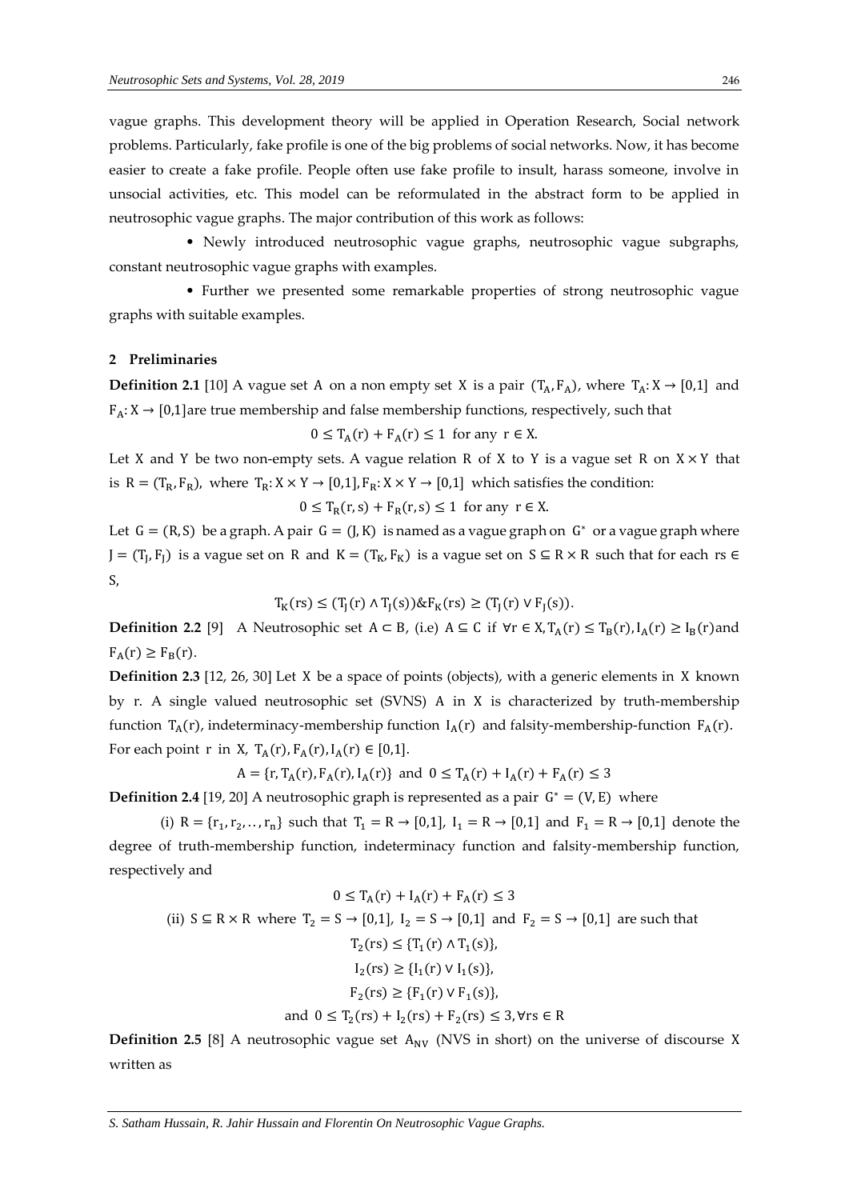vague graphs. This development theory will be applied in Operation Research, Social network problems. Particularly, fake profile is one of the big problems of social networks. Now, it has become easier to create a fake profile. People often use fake profile to insult, harass someone, involve in unsocial activities, etc. This model can be reformulated in the abstract form to be applied in neutrosophic vague graphs. The major contribution of this work as follows:

- Newly introduced neutrosophic vague graphs, neutrosophic vague subgraphs, constant neutrosophic vague graphs with examples.
- Further we presented some remarkable properties of strong neutrosophic vague graphs with suitable examples.

## 2 Preliminaries

**Definition 2.1** [10] A vague set $A$ on a non empty set $X$ is a pair $(T_A, F_A)$, where $T_A: X \to [0,1]$ and $F_A: X \to [0,1]$ are true membership and false membership functions, respectively, such that

$$0 \leq T_A(r) + F_A(r) \leq 1 \text{ for any } r \in X.$$

Let $X$ and $Y$ be two non-empty sets. A vague relation $R$ of $X$ to $Y$ is a vague set $R$ on $X \times Y$ that is $R = (T_R, F_R)$, where $T_R: X \times Y \to [0,1], F_R: X \times Y \to [0,1]$ which satisfies the condition:

$$0 \leq T_R(r,s) + F_R(r,s) \leq 1 \text{ for any } r \in X.$$

Let $G = (R, S)$ be a graph. A pair $G = (J, K)$ is named as a vague graph on $G^*$ or a vague graph where $J = (T_J, F_J)$ is a vague set on $R$ and $K = (T_K, F_K)$ is a vague set on $S \subseteq R \times R$ such that for each $rs \in S$,

$$T_K(rs) \leq (T_J(r) \wedge T_J(s)) \& F_K(rs) \geq (T_J(r) \vee F_J(s)).$$

**Definition 2.2** [9] A Neutrosophic set $A \subset B$, (i.e) $A \subseteq C$ if $\forall r \in X, T_A(r) \leq T_B(r), I_A(r) \geq I_B(r)$ and $F_A(r) \geq F_B(r)$.

**Definition 2.3** [12, 26, 30] Let $X$ be a space of points (objects), with a generic elements in $X$ known by $r$. A single valued neutrosophic set (SVNS) $A$ in $X$ is characterized by truth-membership function $T_A(r)$, indeterminacy-membership function $I_A(r)$ and falsity-membership-function $F_A(r)$. For each point $r$ in $X$, $T_A(r), F_A(r), I_A(r) \in [0,1]$.

$$A = \{r, T_A(r), F_A(r), I_A(r)\} \text{ and } 0 \leq T_A(r) + I_A(r) + F_A(r) \leq 3$$

**Definition 2.4** [19, 20] A neutrosophic graph is represented as a pair $G^* = (V, E)$ where

(i) $R = \{r_1, r_2, \ldots, r_n\}$ such that $T_1 = R \to [0,1]$, $I_1 = R \to [0,1]$ and $F_1 = R \to [0,1]$ denote the degree of truth-membership function, indeterminacy function and falsity-membership function, respectively and

$$0 \leq T_A(r) + I_A(r) + F_A(r) \leq 3$$

(ii) $S \subseteq R \times R$ where $T_2 = S \to [0,1]$, $I_2 = S \to [0,1]$ and $F_2 = S \to [0,1]$ are such that

$$T_2(rs) \leq \{T_1(r) \wedge T_1(s)\},$$

$$I_2(rs) \geq \{I_1(r) \vee I_1(s)\},$$

$$F_2(rs) \geq \{F_1(r) \vee F_1(s)\},$$

$$\text{and } 0 \leq T_2(rs) + I_2(rs) + F_2(rs) \leq 3, \forall rs \in R$$

**Definition 2.5** [8] A neutrosophic vague set $A_{NV}$ (NVS in short) on the universe of discourse $X$ written as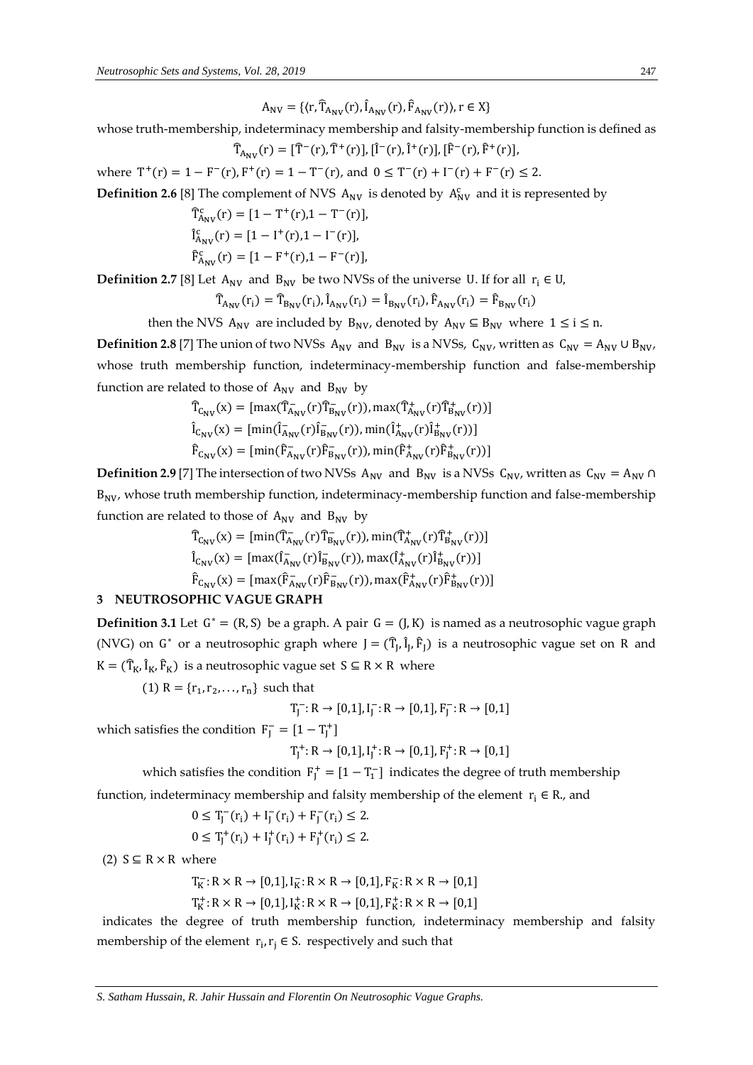$$A_{NV} = \{\langle r, \widehat{T}_{A_{NV}}(r), \widehat{I}_{A_{NV}}(r), \widehat{F}_{A_{NV}}(r)\rangle, r \in X\}$$

whose truth-membership, indeterminacy membership and falsity-membership function is defined as

$$\widehat{T}_{A_{NV}}(r) = [\widehat{T}^{-}(r), \widehat{T}^{+}(r)], [\widehat{I}^{-}(r), \widehat{I}^{+}(r)], [\widehat{F}^{-}(r), \widehat{F}^{+}(r)],$$

where $T^{+}(r) = 1 - F^{-}(r), F^{+}(r) = 1 - T^{-}(r)$, and $0 \leq T^{-}(r) + I^{-}(r) + F^{-}(r) \leq 2$.

**Definition 2.6** [8] The complement of NVS $A_{NV}$ is denoted by $A_{NV}^{c}$ and it is represented by

$$\widehat{T}_{A_{NV}}^{c}(r) = [1 - T^{+}(r), 1 - T^{-}(r)],$$

$$\widehat{I}_{A_{NV}}^{c}(r) = [1 - I^{+}(r), 1 - I^{-}(r)],$$

$$\widehat{F}_{A_{NV}}^{c}(r) = [1 - F^{+}(r), 1 - F^{-}(r)],$$

**Definition 2.7** [8] Let $A_{NV}$ and $B_{NV}$ be two NVSs of the universe $U$. If for all $r_i \in U$,

$$\widehat{T}_{A_{NV}}(r_i) = \widehat{T}_{B_{NV}}(r_i), \widehat{I}_{A_{NV}}(r_i) = \widehat{I}_{B_{NV}}(r_i), \widehat{F}_{A_{NV}}(r_i) = \widehat{F}_{B_{NV}}(r_i)$$

then the NVS $A_{NV}$ are included by $B_{NV}$, denoted by $A_{NV} \subseteq B_{NV}$ where $1 \leq i \leq n$.

**Definition 2.8** [7] The union of two NVSs $A_{NV}$ and $B_{NV}$ is a NVSs, $C_{NV}$, written as $C_{NV} = A_{NV} \cup B_{NV}$, whose truth membership function, indeterminacy-membership function and false-membership function are related to those of $A_{NV}$ and $B_{NV}$ by

$$\widehat{T}_{C_{NV}}(x) = [\max(\widehat{T}_{A_{NV}}^{-}(r)\widehat{T}_{B_{NV}}^{-}(r)), \max(\widehat{T}_{A_{NV}}^{+}(r)\widehat{T}_{B_{NV}}^{+}(r))]$$

$$\widehat{I}_{C_{NV}}(x) = [\min(\widehat{I}_{A_{NV}}^{-}(r)\widehat{I}_{B_{NV}}^{-}(r)), \min(\widehat{I}_{A_{NV}}^{+}(r)\widehat{I}_{B_{NV}}^{+}(r))]$$

$$\widehat{F}_{C_{NV}}(x) = [\min(\widehat{F}_{A_{NV}}^{-}(r)\widehat{F}_{B_{NV}}^{-}(r)), \min(\widehat{F}_{A_{NV}}^{+}(r)\widehat{F}_{B_{NV}}^{+}(r))]$$

**Definition 2.9** [7] The intersection of two NVSs $A_{NV}$ and $B_{NV}$ is a NVSs $C_{NV}$, written as $C_{NV} = A_{NV} \cap B_{NV}$, whose truth membership function, indeterminacy-membership function and false-membership function are related to those of $A_{NV}$ and $B_{NV}$ by

$$\widehat{T}_{C_{NV}}(x) = [\min(\widehat{T}_{A_{NV}}^{-}(r)\widehat{T}_{B_{NV}}^{-}(r)), \min(\widehat{T}_{A_{NV}}^{+}(r)\widehat{T}_{B_{NV}}^{+}(r))]$$

$$\widehat{I}_{C_{NV}}(x) = [\max(\widehat{I}_{A_{NV}}^{-}(r)\widehat{I}_{B_{NV}}^{-}(r)), \max(\widehat{I}_{A_{NV}}^{+}(r)\widehat{I}_{B_{NV}}^{+}(r))]$$

$$\widehat{F}_{C_{NV}}(x) = [\max(\widehat{F}_{A_{NV}}^{-}(r)\widehat{F}_{B_{NV}}^{-}(r)), \max(\widehat{F}_{A_{NV}}^{+}(r)\widehat{F}_{B_{NV}}^{+}(r))]$$

## 3 NEUTROSOPHIC VAGUE GRAPH

**Definition 3.1** Let $G^{*} = (R, S)$ be a graph. A pair $G = (J, K)$ is named as a neutrosophic vague graph (NVG) on $G^{*}$ or a neutrosophic graph where $J = (\widehat{T}_J, \widehat{I}_J, \widehat{F}_J)$ is a neutrosophic vague set on $R$ and $K = (\widehat{T}_K, \widehat{I}_K, \widehat{F}_K)$ is a neutrosophic vague set $S \subseteq R \times R$ where

(1) $R = \{r_1, r_2, \ldots, r_n\}$ such that

$$T_J^{-}: R \to [0,1], I_J^{-}: R \to [0,1], F_J^{-}: R \to [0,1]$$

which satisfies the condition $F_J^{-} = [1 - T_J^{+}]$

$$T_J^{+}: R \to [0,1], I_J^{+}: R \to [0,1], F_J^{+}: R \to [0,1]$$

which satisfies the condition $F_J^{+} = [1 - T_1^{-}]$ indicates the degree of truth membership function, indeterminacy membership and falsity membership of the element $r_i \in R$., and

$$0 \leq T_J^{-}(r_i) + I_J^{-}(r_i) + F_J^{-}(r_i) \leq 2.$$

$$0 \leq T_J^{+}(r_i) + I_J^{+}(r_i) + F_J^{+}(r_i) \leq 2.$$

(2) $S \subseteq R \times R$ where

$$T_K^{-}: R \times R \to [0,1], I_K^{-}: R \times R \to [0,1], F_K^{-}: R \times R \to [0,1]$$

$$T_K^{+}: R \times R \to [0,1], I_K^{+}: R \times R \to [0,1], F_K^{+}: R \times R \to [0,1]$$

indicates the degree of truth membership function, indeterminacy membership and falsity membership of the element $r_i, r_j \in S$. respectively and such that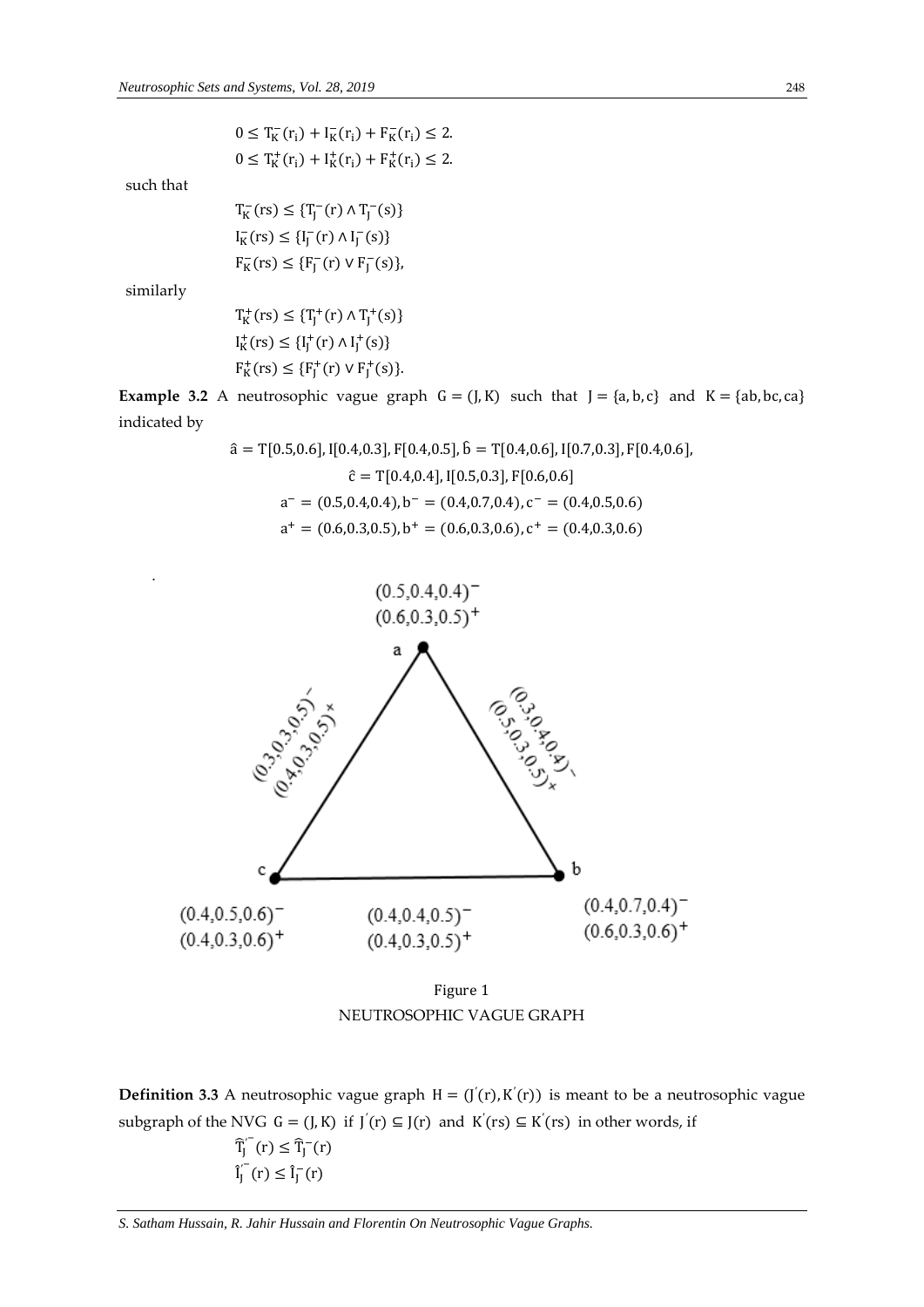$$0 \leq T_K^-(r_i) + I_K^-(r_i) + F_K^-(r_i) \leq 2.$$

$$0 \leq T_K^+(r_i) + I_K^+(r_i) + F_K^+(r_i) \leq 2.$$

such that

$$T_K^-(rs) \leq \{T_J^-(r) \wedge T_J^-(s)\}$$

$$I_K^-(rs) \leq \{I_J^-(r) \wedge I_J^-(s)\}$$

$$F_K^-(rs) \leq \{F_J^-(r) \vee F_J^-(s)\},$$

similarly

$$T_K^+(rs) \leq \{T_J^+(r) \wedge T_J^+(s)\}$$

$$I_K^+(rs) \leq \{I_J^+(r) \wedge I_J^+(s)\}$$

$$F_K^+(rs) \leq \{F_J^+(r) \vee F_J^+(s)\}.$$

**Example 3.2** A neutrosophic vague graph $G = (J, K)$ such that $J = \{a, b, c\}$ and $K = \{ab, bc, ca\}$ indicated by

$$\hat{a} = T[0.5,0.6], I[0.4,0.3], F[0.4,0.5], \hat{b} = T[0.4,0.6], I[0.7,0.3], F[0.4,0.6],$$

$$\hat{c} = T[0.4,0.4], I[0.5,0.3], F[0.6,0.6]$$

$$a^- = (0.5,0.4,0.4), b^- = (0.4,0.7,0.4), c^- = (0.4,0.5,0.6)$$

$$a^+ = (0.6,0.3,0.5), b^+ = (0.6,0.3,0.6), c^+ = (0.4,0.3,0.6)$$

Figure 1
NEUTROSOPHIC VAGUE GRAPH

**Definition 3.3** A neutrosophic vague graph $H = (J'(r), K'(r))$ is meant to be a neutrosophic vague subgraph of the NVG $G = (J, K)$ if $J'(r) \subseteq J(r)$ and $K'(rs) \subseteq K'(rs)$ in other words, if

$$\hat{T}_J'^-(r) \leq \hat{T}_J^-(r)$$

$$\hat{I}_J'^-(r) \leq \hat{I}_J^-(r)$$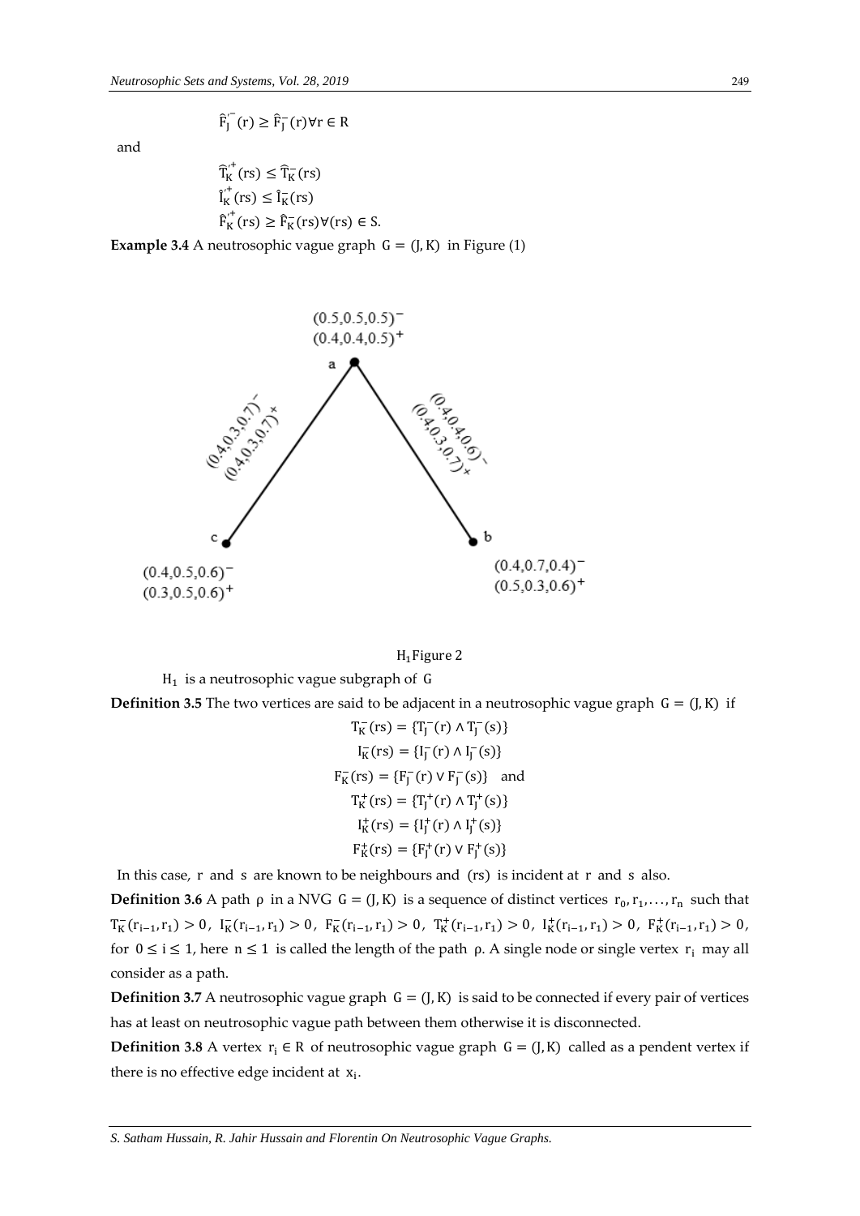$$\hat{F}_J^{'-}(r) \geq \hat{F}_J^{-}(r) \forall r \in R$$

and

$$\hat{T}_K^{'+}(rs) \leq \hat{T}_K^{-}(rs)$$

$$\hat{I}_K^{'+}(rs) \leq \hat{I}_K^{-}(rs)$$

$$\hat{F}_K^{'+}(rs) \geq \hat{F}_K^{-}(rs) \forall (rs) \in S.$$

**Example 3.4** A neutrosophic vague graph $G = (J, K)$ in Figure (1)

a: $(0.5,0.5,0.5)^-$, $(0.4,0.4,0.5)^+$

b: $(0.4,0.7,0.4)^-$, $(0.5,0.3,0.6)^+$

c: $(0.4,0.5,0.6)^-$, $(0.3,0.5,0.6)^+$

ac: $(0.4,0.3,0.7)^-$, $(0.4,0.3,0.7)^+$

ab: $(0.4,0.4,0.6)^-$, $(0.4,0.3,0.7)^+$

$H_1$ Figure 2

$H_1$ is a neutrosophic vague subgraph of $G$

**Definition 3.5** The two vertices are said to be adjacent in a neutrosophic vague graph $G = (J, K)$ if

$$T_K^-(rs) = \{T_J^-(r) \wedge T_J^-(s)\}$$

$$I_K^-(rs) = \{I_J^-(r) \wedge I_J^-(s)\}$$

$$F_K^-(rs) = \{F_J^-(r) \vee F_J^-(s)\} \quad \text{and}$$

$$T_K^+(rs) = \{T_J^+(r) \wedge T_J^+(s)\}$$

$$I_K^+(rs) = \{I_J^+(r) \wedge I_J^+(s)\}$$

$$F_K^+(rs) = \{F_J^+(r) \vee F_J^+(s)\}$$

In this case, $r$ and $s$ are known to be neighbours and $(rs)$ is incident at $r$ and $s$ also.

**Definition 3.6** A path $\rho$ in a NVG $G = (J, K)$ is a sequence of distinct vertices $r_0, r_1, \ldots, r_n$ such that $T_K^-(r_{i-1}, r_1) > 0$, $I_K^-(r_{i-1}, r_1) > 0$, $F_K^-(r_{i-1}, r_1) > 0$, $T_K^+(r_{i-1}, r_1) > 0$, $I_K^+(r_{i-1}, r_1) > 0$, $F_K^+(r_{i-1}, r_1) > 0$, for $0 \leq i \leq 1$, here $n \leq 1$ is called the length of the path $\rho$. A single node or single vertex $r_i$ may all consider as a path.

**Definition 3.7** A neutrosophic vague graph $G = (J, K)$ is said to be connected if every pair of vertices has at least on neutrosophic vague path between them otherwise it is disconnected.

**Definition 3.8** A vertex $r_i \in R$ of neutrosophic vague graph $G = (J, K)$ called as a pendent vertex if there is no effective edge incident at $x_i$.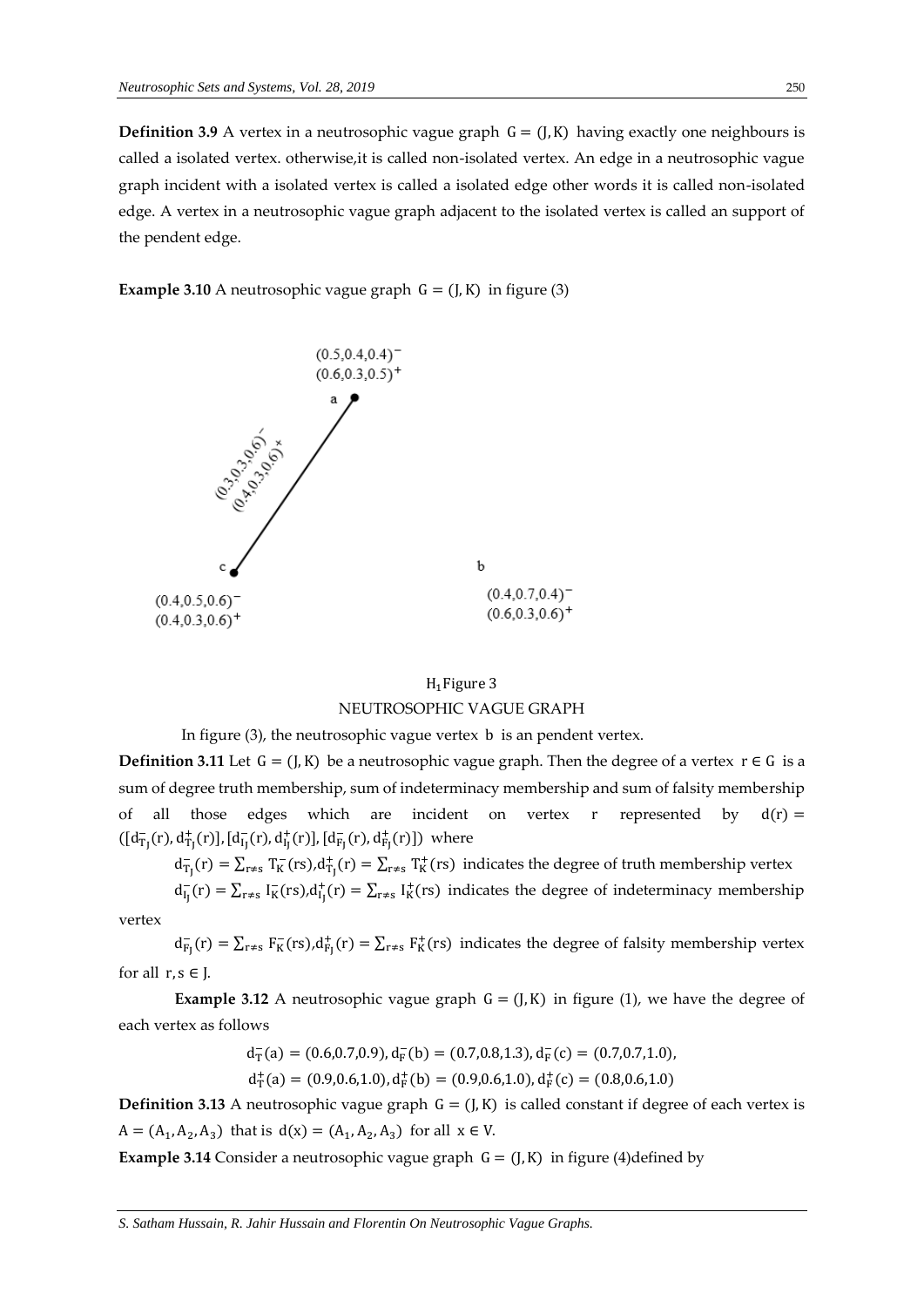**Definition 3.9** A vertex in a neutrosophic vague graph $G = (J, K)$ having exactly one neighbours is called a isolated vertex. otherwise,it is called non-isolated vertex. An edge in a neutrosophic vague graph incident with a isolated vertex is called a isolated edge other words it is called non-isolated edge. A vertex in a neutrosophic vague graph adjacent to the isolated vertex is called an support of the pendent edge.

**Example 3.10** A neutrosophic vague graph $G = (J, K)$ in figure (3)

$(0.5,0.4,0.4)^-$
$(0.6,0.3,0.5)^+$
a

$(0.3,0.3,0.6)^-$
$(0.4,0.3,0.6)^+$

c
$(0.4,0.5,0.6)^-$
$(0.4,0.3,0.6)^+$

b
$(0.4,0.7,0.4)^-$
$(0.6,0.3,0.6)^+$

$H_1$ Figure 3

NEUTROSOPHIC VAGUE GRAPH

In figure (3), the neutrosophic vague vertex b is an pendent vertex.

**Definition 3.11** Let $G = (J, K)$ be a neutrosophic vague graph. Then the degree of a vertex $r \in G$ is a sum of degree truth membership, sum of indeterminacy membership and sum of falsity membership of all those edges which are incident on vertex r represented by $d(r) = ([d^-_{T_J}(r), d^+_{T_J}(r)], [d^-_{I_J}(r), d^+_{I_J}(r)], [d^-_{F_J}(r), d^+_{F_J}(r)])$ where

$d^-_{T_J}(r) = \sum_{r \neq s} T^-_K(rs)$, $d^+_{T_J}(r) = \sum_{r \neq s} T^+_K(rs)$ indicates the degree of truth membership vertex

$d^-_{I_J}(r) = \sum_{r \neq s} I^-_K(rs)$, $d^+_{I_J}(r) = \sum_{r \neq s} I^+_K(rs)$ indicates the degree of indeterminacy membership vertex

$d^-_{F_J}(r) = \sum_{r \neq s} F^-_K(rs)$, $d^+_{F_J}(r) = \sum_{r \neq s} F^+_K(rs)$ indicates the degree of falsity membership vertex for all $r, s \in J$.

**Example 3.12** A neutrosophic vague graph $G = (J, K)$ in figure (1), we have the degree of each vertex as follows

$$d^-_T(a) = (0.6,0.7,0.9), d^-_F(b) = (0.7,0.8,1.3), d^-_F(c) = (0.7,0.7,1.0),$$

$$d^+_T(a) = (0.9,0.6,1.0), d^+_F(b) = (0.9,0.6,1.0), d^+_F(c) = (0.8,0.6,1.0)$$

**Definition 3.13** A neutrosophic vague graph $G = (J, K)$ is called constant if degree of each vertex is $A = (A_1, A_2, A_3)$ that is $d(x) = (A_1, A_2, A_3)$ for all $x \in V$.

**Example 3.14** Consider a neutrosophic vague graph $G = (J, K)$ in figure (4)defined by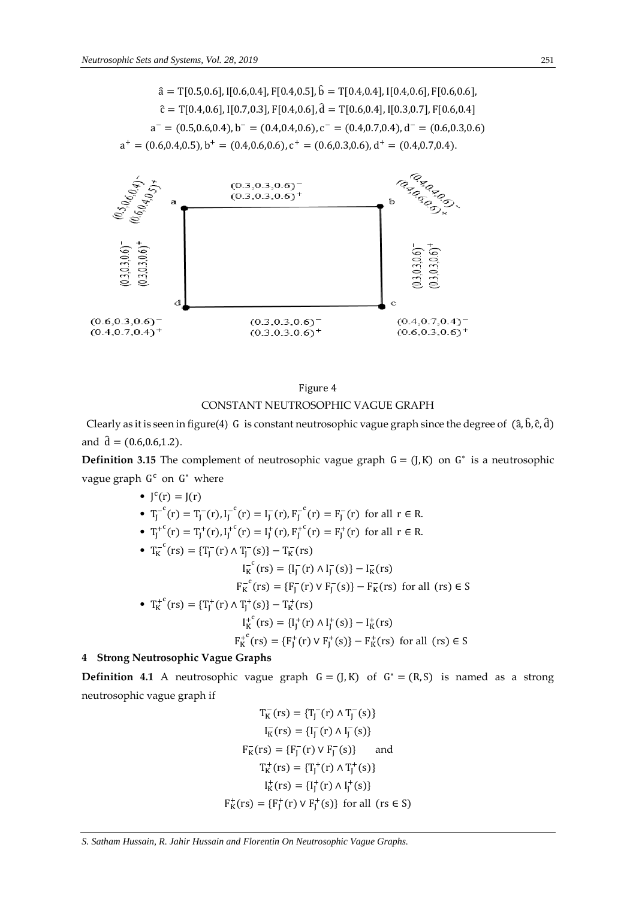$$\hat{a} = T[0.5,0.6], I[0.6,0.4], F[0.4,0.5], \hat{b} = T[0.4,0.4], I[0.4,0.6], F[0.6,0.6],$$

$$\hat{c} = T[0.4,0.6], I[0.7,0.3], F[0.4,0.6], \hat{d} = T[0.6,0.4], I[0.3,0.7], F[0.6,0.4]$$

$$a^- = (0.5,0.6,0.4), b^- = (0.4,0.4,0.6), c^- = (0.4,0.7,0.4), d^- = (0.6,0.3,0.6)$$

$$a^+ = (0.6,0.4,0.5), b^+ = (0.4,0.6,0.6), c^+ = (0.6,0.3,0.6), d^+ = (0.4,0.7,0.4).$$

Figure 4

CONSTANT NEUTROSOPHIC VAGUE GRAPH

Clearly as it is seen in figure(4) G is constant neutrosophic vague graph since the degree of $(\hat{a}, \hat{b}, \hat{c}, \hat{d})$ and $\hat{d} = (0.6,0.6,1.2)$.

**Definition 3.15** The complement of neutrosophic vague graph $G = (J, K)$ on $G^*$ is a neutrosophic vague graph $G^c$ on $G^*$ where

- $J^c(r) = J(r)$
- $T_J^{-c}(r) = T_J^-(r), I_J^{-c}(r) = I_J^-(r), F_J^{-c}(r) = F_J^-(r)$ for all $r \in R$.
- $T_J^{+c}(r) = T_J^+(r), I_J^{+c}(r) = I_J^+(r), F_J^{+c}(r) = F_J^+(r)$ for all $r \in R$.
- $T_K^{-c}(rs) = \{T_J^-(r) \wedge T_J^-(s)\} - T_K^-(rs)$

  $$I_K^{-c}(rs) = \{I_J^-(r) \wedge I_J^-(s)\} - I_K^-(rs)$$

  $$F_K^{-c}(rs) = \{F_J^-(r) \vee F_J^-(s)\} - F_K^-(rs) \text{ for all } (rs) \in S$$

- $T_K^{+c}(rs) = \{T_J^+(r) \wedge T_J^+(s)\} - T_K^+(rs)$

  $$I_K^{+c}(rs) = \{I_J^+(r) \wedge I_J^+(s)\} - I_K^+(rs)$$

  $$F_K^{+c}(rs) = \{F_J^+(r) \vee F_J^+(s)\} - F_K^+(rs) \text{ for all } (rs) \in S$$

## 4 Strong Neutrosophic Vague Graphs

**Definition 4.1** A neutrosophic vague graph $G = (J, K)$ of $G^* = (R, S)$ is named as a strong neutrosophic vague graph if

$$T_K^-(rs) = \{T_J^-(r) \wedge T_J^-(s)\}$$

$$I_K^-(rs) = \{I_J^-(r) \wedge I_J^-(s)\}$$

$$F_K^-(rs) = \{F_J^-(r) \vee F_J^-(s)\} \quad \text{and}$$

$$T_K^+(rs) = \{T_J^+(r) \wedge T_J^+(s)\}$$

$$I_K^+(rs) = \{I_J^+(r) \wedge I_J^+(s)\}$$

$$F_K^+(rs) = \{F_J^+(r) \vee F_J^+(s)\} \text{ for all } (rs \in S)$$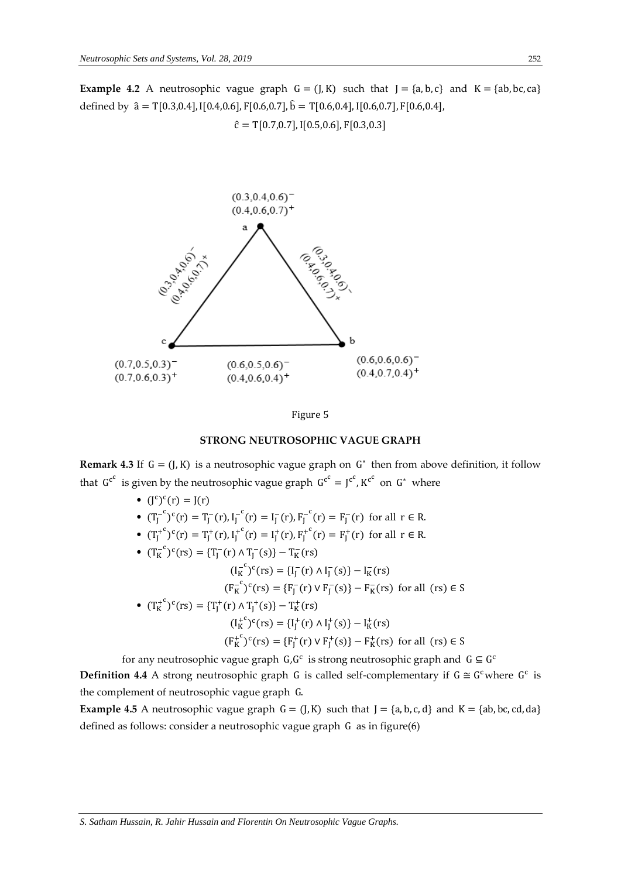**Example 4.2** A neutrosophic vague graph $G = (J, K)$ such that $J = \{a, b, c\}$ and $K = \{ab, bc, ca\}$ defined by $\hat{a} = T[0.3,0.4], I[0.4,0.6], F[0.6,0.7]$, $\hat{b} = T[0.6,0.4], I[0.6,0.7], F[0.6,0.4]$,

$$\hat{c} = T[0.7,0.7], I[0.5,0.6], F[0.3,0.3]$$

$(0.3,0.4,0.6)^-$
$(0.4,0.6,0.7)^+$
a

$(0.3,0.4,0.6)^-$
$(0.4,0.6,0.7)^+$

$(0.3,0.4,0.6)^-$
$(0.4,0.6,0.7)^+$

c b

$(0.7,0.5,0.3)^-$
$(0.7,0.6,0.3)^+$

$(0.6,0.5,0.6)^-$
$(0.4,0.6,0.4)^+$

$(0.6,0.6,0.6)^-$
$(0.4,0.7,0.4)^+$

Figure 5

## STRONG NEUTROSOPHIC VAGUE GRAPH

**Remark 4.3** If $G = (J, K)$ is a neutrosophic vague graph on $G^*$ then from above definition, it follow that $G^{c^c}$ is given by the neutrosophic vague graph $G^{c^c} = J^{c^c}, K^{c^c}$ on $G^*$ where

- $(J^c)^c(r) = J(r)$
- $(T_J^{-c})^c(r) = T_J^-(r), I_J^{-c}(r) = I_J^-(r), F_J^{-c}(r) = F_J^-(r)$ for all $r \in R$.
- $(T_J^{+c})^c(r) = T_J^+(r), I_J^{+c}(r) = I_J^+(r), F_J^{+c}(r) = F_J^+(r)$ for all $r \in R$.
- $(T_K^{-c})^c(rs) = \{T_J^-(r) \wedge T_J^-(s)\} - T_K^-(rs)$

  $(I_K^{-c})^c(rs) = \{I_J^-(r) \wedge I_J^-(s)\} - I_K^-(rs)$

  $(F_K^{-c})^c(rs) = \{F_J^-(r) \vee F_J^-(s)\} - F_K^-(rs)$ for all $(rs) \in S$
- $(T_K^{+c})^c(rs) = \{T_J^+(r) \wedge T_J^+(s)\} - T_K^+(rs)$

  $(I_K^{+c})^c(rs) = \{I_J^+(r) \wedge I_J^+(s)\} - I_K^+(rs)$

  $(F_K^{+c})^c(rs) = \{F_J^+(r) \vee F_J^+(s)\} - F_K^+(rs)$ for all $(rs) \in S$

for any neutrosophic vague graph $G, G^c$ is strong neutrosophic graph and $G \subseteq G^c$

**Definition 4.4** A strong neutrosophic graph $G$ is called self-complementary if $G \cong G^c$ where $G^c$ is the complement of neutrosophic vague graph $G$.

**Example 4.5** A neutrosophic vague graph $G = (J, K)$ such that $J = \{a, b, c, d\}$ and $K = \{ab, bc, cd, da\}$ defined as follows: consider a neutrosophic vague graph $G$ as in figure(6)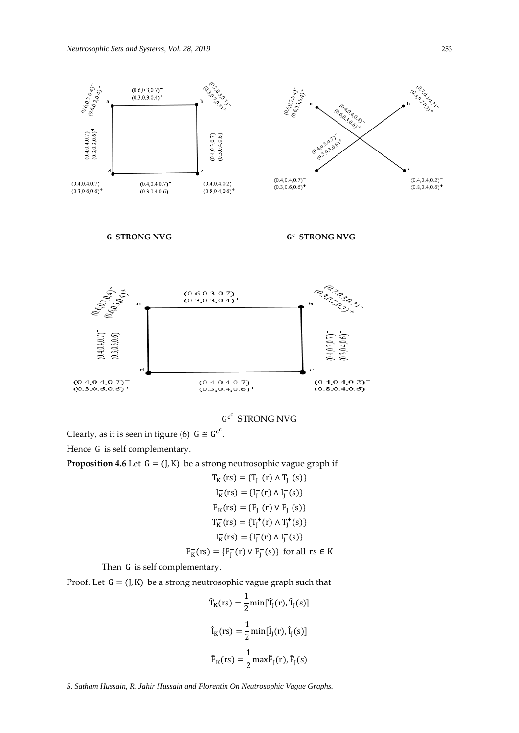**G STRONG NVG** **$G^c$ STRONG NVG**

$G^{c^c}$ STRONG NVG

Clearly, as it is seen in figure (6) $G \cong G^{c^c}$.

Hence G is self complementary.

**Proposition 4.6** Let $G = (J, K)$ be a strong neutrosophic vague graph if

$$T_K^-(rs) = \{T_J^-(r) \wedge T_J^-(s)\}$$

$$I_K^-(rs) = \{I_J^-(r) \wedge I_J^-(s)\}$$

$$F_K^-(rs) = \{F_J^-(r) \vee F_J^-(s)\}$$

$$T_K^+(rs) = \{T_J^+(r) \wedge T_J^+(s)\}$$

$$I_K^+(rs) = \{I_J^+(r) \wedge I_J^+(s)\}$$

$$F_K^+(rs) = \{F_J^+(r) \vee F_J^+(s)\} \text{ for all } rs \in K$$

Then G is self complementary.

Proof. Let $G = (J, K)$ be a strong neutrosophic vague graph such that

$$\hat{T}_K(rs) = \frac{1}{2}\min[\hat{T}_J(r), \hat{T}_J(s)]$$

$$\hat{I}_K(rs) = \frac{1}{2}\min[\hat{I}_J(r), \hat{I}_J(s)]$$

$$\hat{F}_K(rs) = \frac{1}{2}\max\hat{F}_J(r), \hat{F}_J(s)$$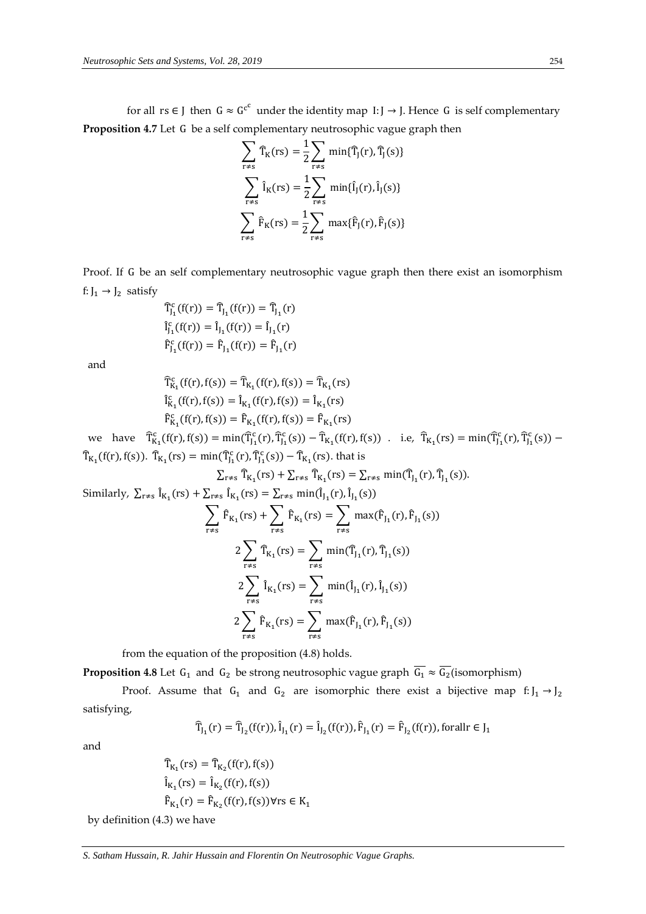for all $rs \in J$ then $G \approx G^{c^c}$ under the identity map $I: J \to J$. Hence $G$ is self complementary

**Proposition 4.7** Let $G$ be a self complementary neutrosophic vague graph then

$$\sum_{r \neq s} \widehat{T}_K(rs) = \frac{1}{2}\sum_{r \neq s} \min\{\widehat{T}_J(r), \widehat{T}_J(s)\}$$

$$\sum_{r \neq s} \widehat{I}_K(rs) = \frac{1}{2}\sum_{r \neq s} \min\{\widehat{I}_J(r), \widehat{I}_J(s)\}$$

$$\sum_{r \neq s} \widehat{F}_K(rs) = \frac{1}{2}\sum_{r \neq s} \max\{\widehat{F}_J(r), \widehat{F}_J(s)\}$$

Proof. If $G$ be an self complementary neutrosophic vague graph then there exist an isomorphism $f: J_1 \to J_2$ satisfy

$$\widehat{T}^c_{J_1}(f(r)) = \widehat{T}_{J_1}(f(r)) = \widehat{T}_{J_1}(r)$$
$$\widehat{I}^c_{J_1}(f(r)) = \widehat{I}_{J_1}(f(r)) = \widehat{I}_{J_1}(r)$$
$$\widehat{F}^c_{J_1}(f(r)) = \widehat{F}_{J_1}(f(r)) = \widehat{F}_{J_1}(r)$$

and

$$\widehat{T}^c_{K_1}(f(r), f(s)) = \widehat{T}_{K_1}(f(r), f(s)) = \widehat{T}_{K_1}(rs)$$
$$\widehat{I}^c_{K_1}(f(r), f(s)) = \widehat{I}_{K_1}(f(r), f(s)) = \widehat{I}_{K_1}(rs)$$
$$\widehat{F}^c_{K_1}(f(r), f(s)) = \widehat{F}_{K_1}(f(r), f(s)) = \widehat{F}_{K_1}(rs)$$

we have $\widehat{T}^c_{K_1}(f(r), f(s)) = \min(\widehat{T}^c_{J_1}(r), \widehat{T}^c_{J_1}(s)) - \widehat{T}_{K_1}(f(r), f(s))$ . i.e, $\widehat{T}_{K_1}(rs) = \min(\widehat{T}^c_{J_1}(r), \widehat{T}^c_{J_1}(s)) - \widehat{T}_{K_1}(f(r), f(s))$. $\widehat{T}_{K_1}(rs) = \min(\widehat{T}^c_{J_1}(r), \widehat{T}^c_{J_1}(s)) - \widehat{T}_{K_1}(rs)$. that is

$$\sum_{r \neq s} \widehat{T}_{K_1}(rs) + \sum_{r \neq s} \widehat{T}_{K_1}(rs) = \sum_{r \neq s} \min(\widehat{T}_{J_1}(r), \widehat{T}_{J_1}(s)).$$

Similarly, $\sum_{r \neq s} \widehat{I}_{K_1}(rs) + \sum_{r \neq s} \widehat{I}_{K_1}(rs) = \sum_{r \neq s} \min(\widehat{I}_{J_1}(r), \widehat{I}_{J_1}(s))$

$$\sum_{r \neq s} \widehat{F}_{K_1}(rs) + \sum_{r \neq s} \widehat{F}_{K_1}(rs) = \sum_{r \neq s} \max(\widehat{F}_{J_1}(r), \widehat{F}_{J_1}(s))$$

$$2\sum_{r \neq s} \widehat{T}_{K_1}(rs) = \sum_{r \neq s} \min(\widehat{T}_{J_1}(r), \widehat{T}_{J_1}(s))$$

$$2\sum_{r \neq s} \widehat{I}_{K_1}(rs) = \sum_{r \neq s} \min(\widehat{I}_{J_1}(r), \widehat{I}_{J_1}(s))$$

$$2\sum_{r \neq s} \widehat{F}_{K_1}(rs) = \sum_{r \neq s} \max(\widehat{F}_{J_1}(r), \widehat{F}_{J_1}(s))$$

from the equation of the proposition (4.8) holds.

**Proposition 4.8** Let $G_1$ and $G_2$ be strong neutrosophic vague graph $\overline{G_1} \approx \overline{G_2}$(isomorphism)

Proof. Assume that $G_1$ and $G_2$ are isomorphic there exist a bijective map $f: J_1 \to J_2$ satisfying,

$$\widehat{T}_{J_1}(r) = \widehat{T}_{J_2}(f(r)), \widehat{I}_{J_1}(r) = \widehat{I}_{J_2}(f(r)), \widehat{F}_{J_1}(r) = \widehat{F}_{J_2}(f(r)), \text{forall} r \in J_1$$

and

$$\widehat{T}_{K_1}(rs) = \widehat{T}_{K_2}(f(r), f(s))$$
$$\widehat{I}_{K_1}(rs) = \widehat{I}_{K_2}(f(r), f(s))$$
$$\widehat{F}_{K_1}(r) = \widehat{F}_{K_2}(f(r), f(s)) \forall rs \in K_1$$

by definition (4.3) we have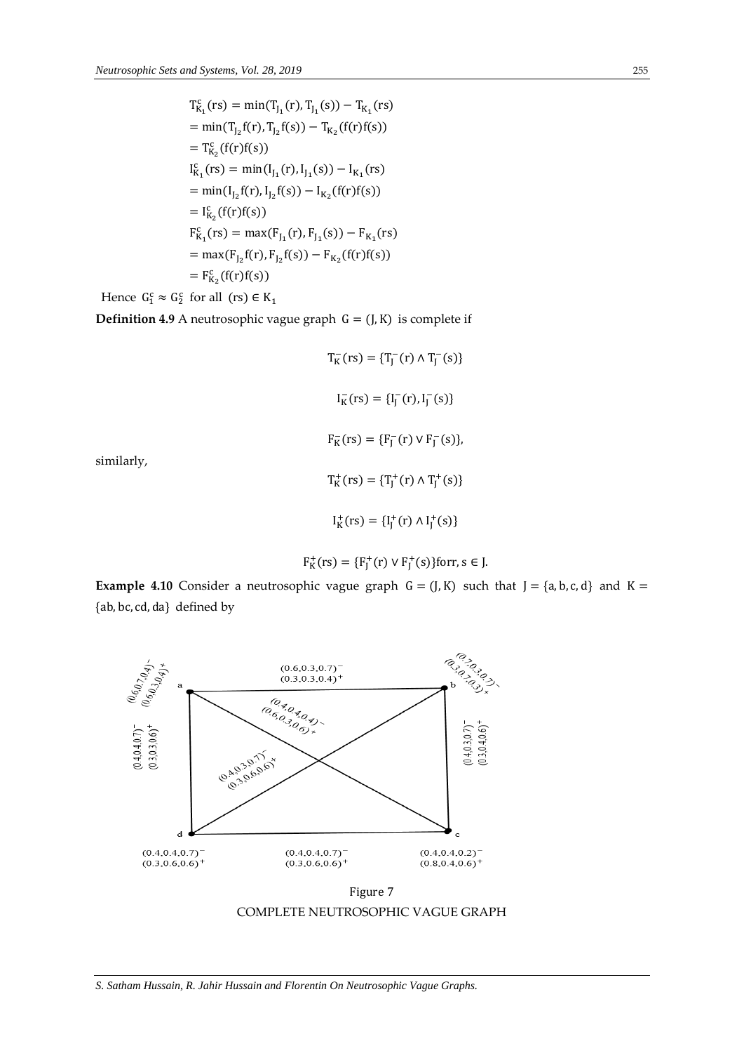$$T^c_{K_1}(rs) = \min(T_{J_1}(r), T_{J_1}(s)) - T_{K_1}(rs)$$
$$= \min(T_{J_2}f(r), T_{J_2}f(s)) - T_{K_2}(f(r)f(s))$$
$$= T^c_{K_2}(f(r)f(s))$$
$$I^c_{K_1}(rs) = \min(I_{J_1}(r), I_{J_1}(s)) - I_{K_1}(rs)$$
$$= \min(I_{J_2}f(r), I_{J_2}f(s)) - I_{K_2}(f(r)f(s))$$
$$= I^c_{K_2}(f(r)f(s))$$
$$F^c_{K_1}(rs) = \max(F_{J_1}(r), F_{J_1}(s)) - F_{K_1}(rs)$$
$$= \max(F_{J_2}f(r), F_{J_2}f(s)) - F_{K_2}(f(r)f(s))$$
$$= F^c_{K_2}(f(r)f(s))$$

Hence $G^c_1 \approx G^c_2$ for all $(rs) \in K_1$

**Definition 4.9** A neutrosophic vague graph $G = (J, K)$ is complete if

$$T^-_K(rs) = \{T^-_J(r) \wedge T^-_J(s)\}$$

$$I^-_K(rs) = \{I^-_J(r), I^-_J(s)\}$$

$$F^-_K(rs) = \{F^-_J(r) \vee F^-_J(s)\},$$

similarly,

$$T^+_K(rs) = \{T^+_J(r) \wedge T^+_J(s)\}$$

$$I^+_K(rs) = \{I^+_J(r) \wedge I^+_J(s)\}$$

$$F^+_K(rs) = \{F^+_J(r) \vee F^+_J(s)\} \text{for} r, s \in J.$$

**Example 4.10** Consider a neutrosophic vague graph $G = (J, K)$ such that $J = \{a, b, c, d\}$ and $K = \{ab, bc, cd, da\}$ defined by

Figure 7

COMPLETE NEUTROSOPHIC VAGUE GRAPH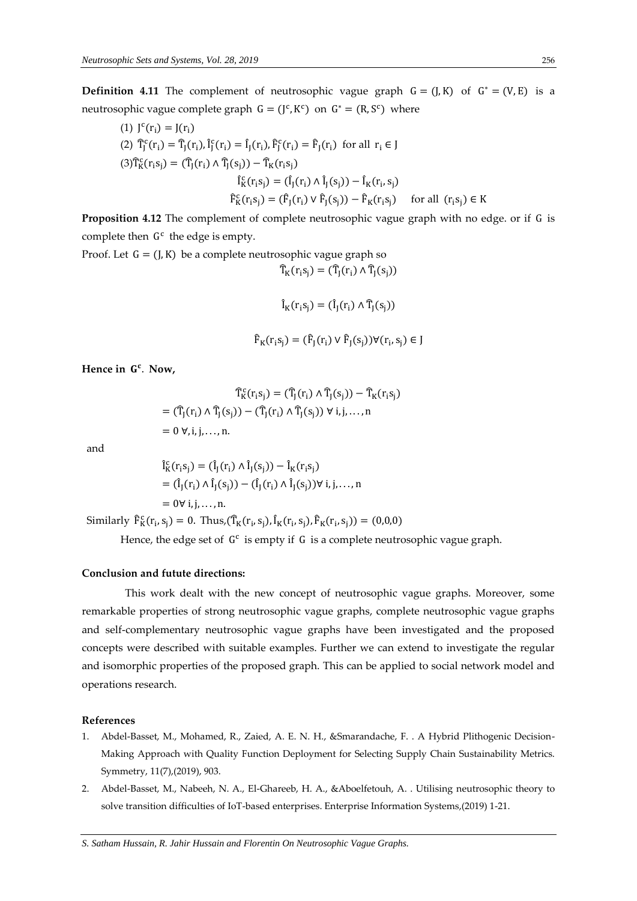**Definition 4.11** The complement of neutrosophic vague graph $G = (J, K)$ of $G^* = (V, E)$ is a neutrosophic vague complete graph $G = (J^c, K^c)$ on $G^* = (R, S^c)$ where

(1) $J^c(r_i) = J(r_i)$

(2) $\widehat{T}_J^c(r_i) = \widehat{T}_J(r_i), \hat{I}_J^c(r_i) = \hat{I}_J(r_i), \widehat{F}_J^c(r_i) = \widehat{F}_J(r_i)$ for all $r_i \in J$

(3) $\widehat{T}_K^c(r_i s_j) = (\widehat{T}_J(r_i) \wedge \widehat{T}_J(s_j)) - \widehat{T}_K(r_i s_j)$

$$\hat{I}_K^c(r_i s_j) = (\hat{I}_J(r_i) \wedge \hat{I}_J(s_j)) - \hat{I}_K(r_i, s_j)$$

$$\widehat{F}_K^c(r_i s_j) = (\widehat{F}_J(r_i) \vee \widehat{F}_J(s_j)) - \widehat{F}_K(r_i s_j) \quad \text{for all } (r_i s_j) \in K$$

**Proposition 4.12** The complement of complete neutrosophic vague graph with no edge. or if $G$ is complete then $G^c$ the edge is empty.

Proof. Let $G = (J, K)$ be a complete neutrosophic vague graph so

$$\widehat{T}_K(r_i s_j) = (\widehat{T}_J(r_i) \wedge \widehat{T}_J(s_j))$$

$$\hat{I}_K(r_i s_j) = (\hat{I}_J(r_i) \wedge \widehat{T}_J(s_j))$$

$$\widehat{F}_K(r_i s_j) = (\widehat{F}_J(r_i) \vee \widehat{F}_J(s_j)) \forall (r_i, s_j) \in J$$

**Hence in $G^c$. Now,**

$$\widehat{T}_K^c(r_i s_j) = (\widehat{T}_J(r_i) \wedge \widehat{T}_J(s_j)) - \widehat{T}_K(r_i s_j)$$

$$= (\widehat{T}_J(r_i) \wedge \widehat{T}_J(s_j)) - (\widehat{T}_J(r_i) \wedge \widehat{T}_J(s_j)) \ \forall \ i, j, \ldots, n$$

$$= 0 \ \forall, i, j, \ldots, n.$$

and

$$\hat{I}_K^c(r_i s_j) = (\hat{I}_J(r_i) \wedge \hat{I}_J(s_j)) - \hat{I}_K(r_i s_j)$$

$$= (\hat{I}_J(r_i) \wedge \hat{I}_J(s_j)) - (\hat{I}_J(r_i) \wedge \hat{I}_J(s_j)) \forall \ i, j, \ldots, n$$

$$= 0 \forall \ i, j, \ldots, n.$$

Similarly $\widehat{F}_K^c(r_i, s_j) = 0$. Thus, $(\widehat{T}_K(r_i, s_j), \hat{I}_K(r_i, s_j), \widehat{F}_K(r_i, s_j)) = (0,0,0)$

Hence, the edge set of $G^c$ is empty if $G$ is a complete neutrosophic vague graph.

### Conclusion and futute directions:

This work dealt with the new concept of neutrosophic vague graphs. Moreover, some remarkable properties of strong neutrosophic vague graphs, complete neutrosophic vague graphs and self-complementary neutrosophic vague graphs have been investigated and the proposed concepts were described with suitable examples. Further we can extend to investigate the regular and isomorphic properties of the proposed graph. This can be applied to social network model and operations research.

### References

1. Abdel-Basset, M., Mohamed, R., Zaied, A. E. N. H., &Smarandache, F. . A Hybrid Plithogenic Decision-Making Approach with Quality Function Deployment for Selecting Supply Chain Sustainability Metrics. Symmetry, 11(7),(2019), 903.
2. Abdel-Basset, M., Nabeeh, N. A., El-Ghareeb, H. A., &Aboelfetouh, A. . Utilising neutrosophic theory to solve transition difficulties of IoT-based enterprises. Enterprise Information Systems,(2019) 1-21.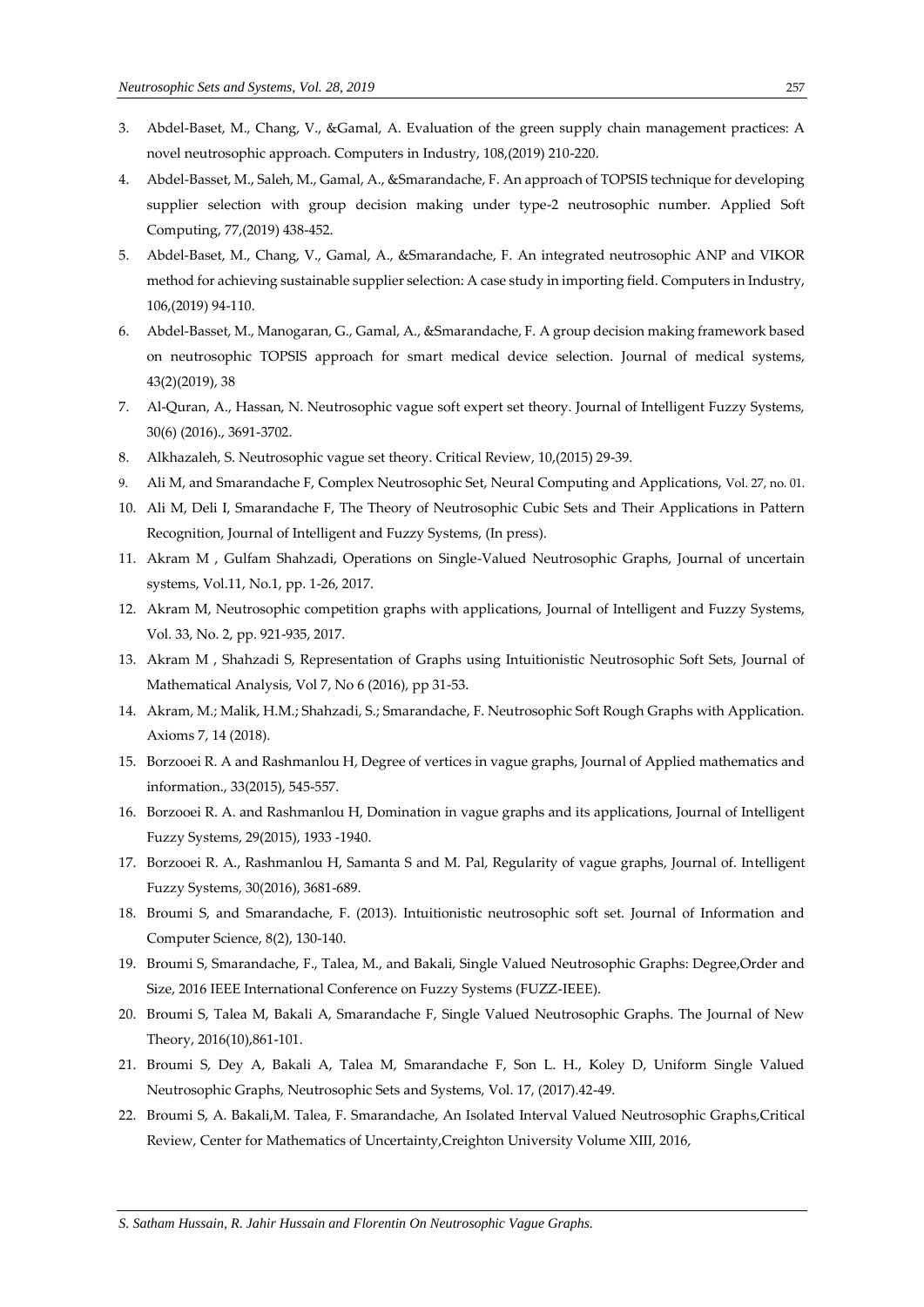3. Abdel-Baset, M., Chang, V., &Gamal, A. Evaluation of the green supply chain management practices: A novel neutrosophic approach. Computers in Industry, 108,(2019) 210-220.
4. Abdel-Basset, M., Saleh, M., Gamal, A., &Smarandache, F. An approach of TOPSIS technique for developing supplier selection with group decision making under type-2 neutrosophic number. Applied Soft Computing, 77,(2019) 438-452.
5. Abdel-Baset, M., Chang, V., Gamal, A., &Smarandache, F. An integrated neutrosophic ANP and VIKOR method for achieving sustainable supplier selection: A case study in importing field. Computers in Industry, 106,(2019) 94-110.
6. Abdel-Basset, M., Manogaran, G., Gamal, A., &Smarandache, F. A group decision making framework based on neutrosophic TOPSIS approach for smart medical device selection. Journal of medical systems, 43(2)(2019), 38
7. Al-Quran, A., Hassan, N. Neutrosophic vague soft expert set theory. Journal of Intelligent Fuzzy Systems, 30(6) (2016)., 3691-3702.
8. Alkhazaleh, S. Neutrosophic vague set theory. Critical Review, 10,(2015) 29-39.
9. Ali M, and Smarandache F, Complex Neutrosophic Set, Neural Computing and Applications, Vol. 27, no. 01.
10. Ali M, Deli I, Smarandache F, The Theory of Neutrosophic Cubic Sets and Their Applications in Pattern Recognition, Journal of Intelligent and Fuzzy Systems, (In press).
11. Akram M , Gulfam Shahzadi, Operations on Single-Valued Neutrosophic Graphs, Journal of uncertain systems, Vol.11, No.1, pp. 1-26, 2017.
12. Akram M, Neutrosophic competition graphs with applications, Journal of Intelligent and Fuzzy Systems, Vol. 33, No. 2, pp. 921-935, 2017.
13. Akram M , Shahzadi S, Representation of Graphs using Intuitionistic Neutrosophic Soft Sets, Journal of Mathematical Analysis, Vol 7, No 6 (2016), pp 31-53.
14. Akram, M.; Malik, H.M.; Shahzadi, S.; Smarandache, F. Neutrosophic Soft Rough Graphs with Application. Axioms 7, 14 (2018).
15. Borzooei R. A and Rashmanlou H, Degree of vertices in vague graphs, Journal of Applied mathematics and information., 33(2015), 545-557.
16. Borzooei R. A. and Rashmanlou H, Domination in vague graphs and its applications, Journal of Intelligent Fuzzy Systems, 29(2015), 1933 -1940.
17. Borzooei R. A., Rashmanlou H, Samanta S and M. Pal, Regularity of vague graphs, Journal of. Intelligent Fuzzy Systems, 30(2016), 3681-689.
18. Broumi S, and Smarandache, F. (2013). Intuitionistic neutrosophic soft set. Journal of Information and Computer Science, 8(2), 130-140.
19. Broumi S, Smarandache, F., Talea, M., and Bakali, Single Valued Neutrosophic Graphs: Degree,Order and Size, 2016 IEEE International Conference on Fuzzy Systems (FUZZ-IEEE).
20. Broumi S, Talea M, Bakali A, Smarandache F, Single Valued Neutrosophic Graphs. The Journal of New Theory, 2016(10),861-101.
21. Broumi S, Dey A, Bakali A, Talea M, Smarandache F, Son L. H., Koley D, Uniform Single Valued Neutrosophic Graphs, Neutrosophic Sets and Systems, Vol. 17, (2017).42-49.
22. Broumi S, A. Bakali,M. Talea, F. Smarandache, An Isolated Interval Valued Neutrosophic Graphs,Critical Review, Center for Mathematics of Uncertainty,Creighton University Volume XIII, 2016,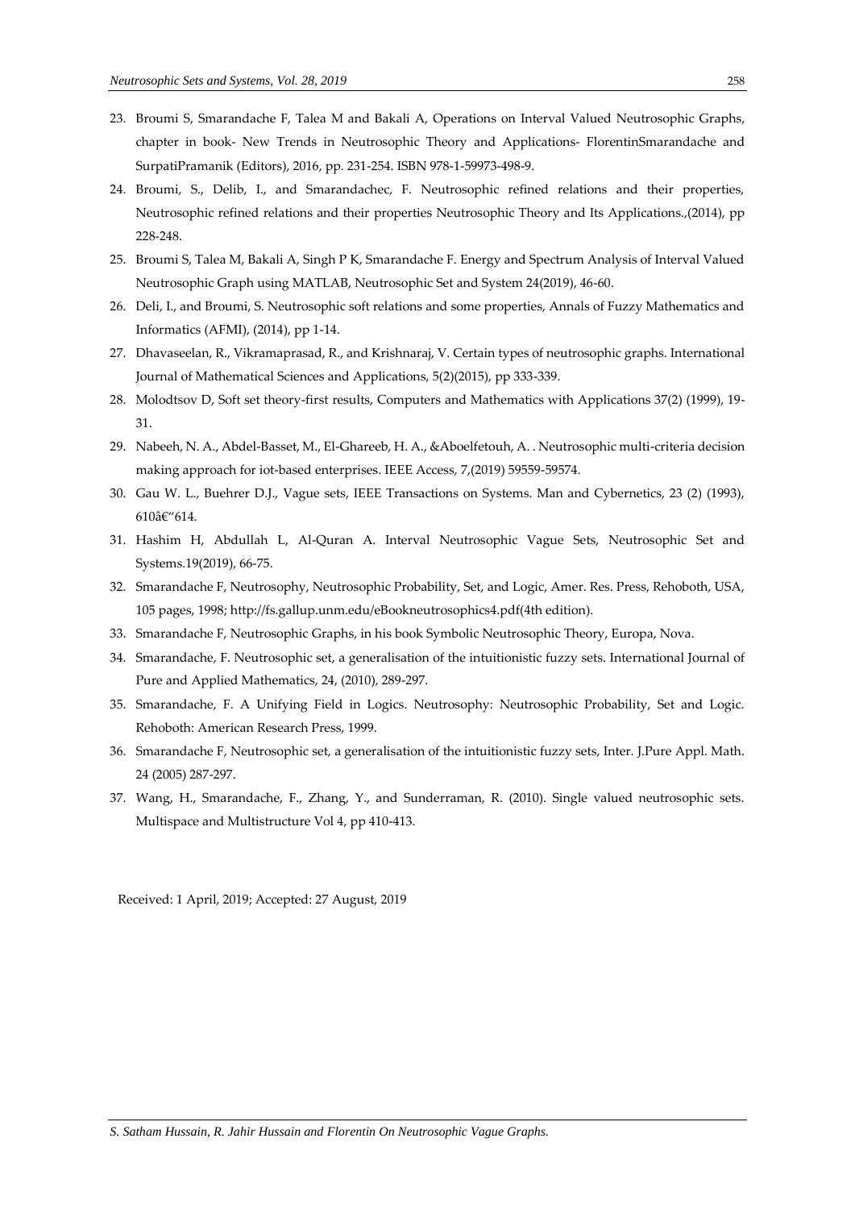23. Broumi S, Smarandache F, Talea M and Bakali A, Operations on Interval Valued Neutrosophic Graphs, chapter in book- New Trends in Neutrosophic Theory and Applications- FlorentinSmarandache and SurpatiPramanik (Editors), 2016, pp. 231-254. ISBN 978-1-59973-498-9.
24. Broumi, S., Delib, I., and Smarandachec, F. Neutrosophic refined relations and their properties, Neutrosophic refined relations and their properties Neutrosophic Theory and Its Applications.,(2014), pp 228-248.
25. Broumi S, Talea M, Bakali A, Singh P K, Smarandache F. Energy and Spectrum Analysis of Interval Valued Neutrosophic Graph using MATLAB, Neutrosophic Set and System 24(2019), 46-60.
26. Deli, I., and Broumi, S. Neutrosophic soft relations and some properties, Annals of Fuzzy Mathematics and Informatics (AFMI), (2014), pp 1-14.
27. Dhavaseelan, R., Vikramaprasad, R., and Krishnaraj, V. Certain types of neutrosophic graphs. International Journal of Mathematical Sciences and Applications, 5(2)(2015), pp 333-339.
28. Molodtsov D, Soft set theory-first results, Computers and Mathematics with Applications 37(2) (1999), 19-31.
29. Nabeeh, N. A., Abdel-Basset, M., El-Ghareeb, H. A., &Aboelfetouh, A. . Neutrosophic multi-criteria decision making approach for iot-based enterprises. IEEE Access, 7,(2019) 59559-59574.
30. Gau W. L., Buehrer D.J., Vague sets, IEEE Transactions on Systems. Man and Cybernetics, 23 (2) (1993), 610â€"614.
31. Hashim H, Abdullah L, Al-Quran A. Interval Neutrosophic Vague Sets, Neutrosophic Set and Systems.19(2019), 66-75.
32. Smarandache F, Neutrosophy, Neutrosophic Probability, Set, and Logic, Amer. Res. Press, Rehoboth, USA, 105 pages, 1998; http://fs.gallup.unm.edu/eBookneutrosophics4.pdf(4th edition).
33. Smarandache F, Neutrosophic Graphs, in his book Symbolic Neutrosophic Theory, Europa, Nova.
34. Smarandache, F. Neutrosophic set, a generalisation of the intuitionistic fuzzy sets. International Journal of Pure and Applied Mathematics, 24, (2010), 289-297.
35. Smarandache, F. A Unifying Field in Logics. Neutrosophy: Neutrosophic Probability, Set and Logic. Rehoboth: American Research Press, 1999.
36. Smarandache F, Neutrosophic set, a generalisation of the intuitionistic fuzzy sets, Inter. J.Pure Appl. Math. 24 (2005) 287-297.
37. Wang, H., Smarandache, F., Zhang, Y., and Sunderraman, R. (2010). Single valued neutrosophic sets. Multispace and Multistructure Vol 4, pp 410-413.

Received: 1 April, 2019; Accepted: 27 August, 2019